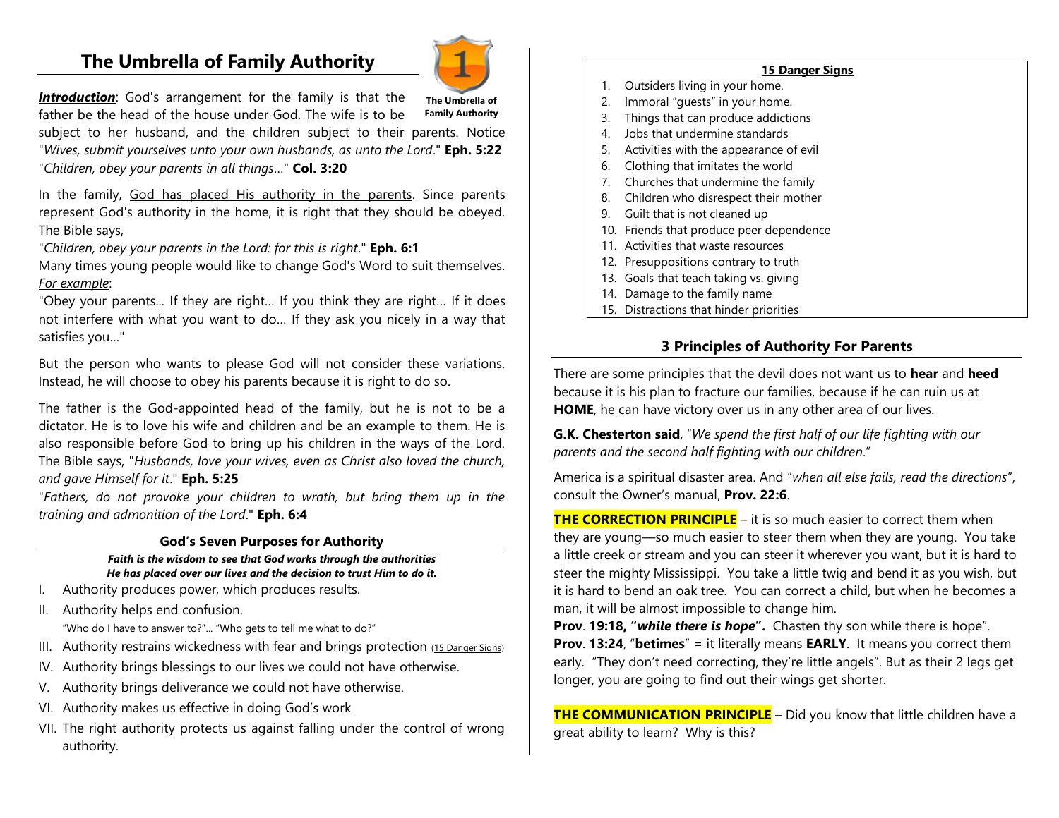# The Umbrella of Family Authority

The Umbrella of Family Authority

***Introduction***: God's arrangement for the family is that the father be the head of the house under God. The wife is to be subject to her husband, and the children subject to their parents. Notice "*Wives, submit yourselves unto your own husbands, as unto the Lord*." **Eph. 5:22** "*Children, obey your parents in all things…*" **Col. 3:20**

In the family, <u>God has placed His authority in the parents</u>. Since parents represent God's authority in the home, it is right that they should be obeyed. The Bible says,

"*Children, obey your parents in the Lord: for this is right*." **Eph. 6:1**

Many times young people would like to change God's Word to suit themselves. <u>*For example*</u>:

"Obey your parents… If they are right… If you think they are right… If it does not interfere with what you want to do… If they ask you nicely in a way that satisfies you…"

But the person who wants to please God will not consider these variations. Instead, he will choose to obey his parents because it is right to do so.

The father is the God-appointed head of the family, but he is not to be a dictator. He is to love his wife and children and be an example to them. He is also responsible before God to bring up his children in the ways of the Lord. The Bible says, "*Husbands, love your wives, even as Christ also loved the church, and gave Himself for it*." **Eph. 5:25**

"*Fathers, do not provoke your children to wrath, but bring them up in the training and admonition of the Lord*." **Eph. 6:4**

## God's Seven Purposes for Authority

***Faith is the wisdom to see that God works through the authorities He has placed over our lives and the decision to trust Him to do it.***

I. Authority produces power, which produces results.
II. Authority helps end confusion.
"Who do I have to answer to?"… "Who gets to tell me what to do?"
III. Authority restrains wickedness with fear and brings protection (<u>15 Danger Signs</u>)
IV. Authority brings blessings to our lives we could not have otherwise.
V. Authority brings deliverance we could not have otherwise.
VI. Authority makes us effective in doing God's work
VII. The right authority protects us against falling under the control of wrong authority.

**<u>15 Danger Signs</u>**

1. Outsiders living in your home.
2. Immoral "guests" in your home.
3. Things that can produce addictions
4. Jobs that undermine standards
5. Activities with the appearance of evil
6. Clothing that imitates the world
7. Churches that undermine the family
8. Children who disrespect their mother
9. Guilt that is not cleaned up
10. Friends that produce peer dependence
11. Activities that waste resources
12. Presuppositions contrary to truth
13. Goals that teach taking vs. giving
14. Damage to the family name
15. Distractions that hinder priorities

## 3 Principles of Authority For Parents

There are some principles that the devil does not want us to **hear** and **heed** because it is his plan to fracture our families, because if he can ruin us at **HOME**, he can have victory over us in any other area of our lives.

**G.K. Chesterton said**, "*We spend the first half of our life fighting with our parents and the second half fighting with our children*."

America is a spiritual disaster area. And "*when all else fails, read the directions*", consult the Owner's manual, **Prov. 22:6**.

**THE CORRECTION PRINCIPLE** – it is so much easier to correct them when they are young—so much easier to steer them when they are young. You take a little creek or stream and you can steer it wherever you want, but it is hard to steer the mighty Mississippi. You take a little twig and bend it as you wish, but it is hard to bend an oak tree. You can correct a child, but when he becomes a man, it will be almost impossible to change him.

**Prov**. **19:18, "*while there is hope*".** Chasten thy son while there is hope".

**Prov**. **13:24**, "**betimes**" = it literally means **EARLY**. It means you correct them early. "They don't need correcting, they're little angels". But as their 2 legs get longer, you are going to find out their wings get shorter.

**THE COMMUNICATION PRINCIPLE** – Did you know that little children have a great ability to learn? Why is this?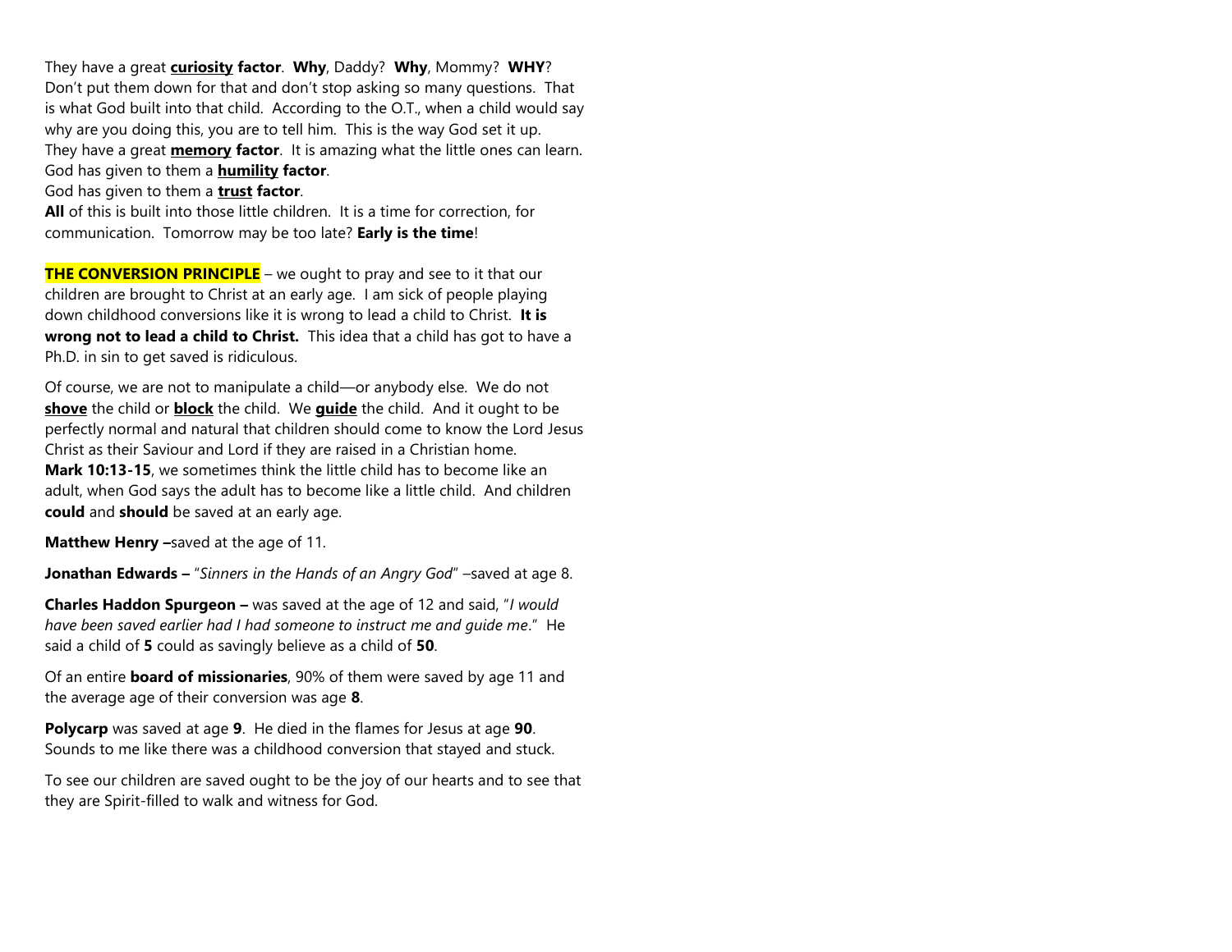They have a great **curiosity factor**. **Why**, Daddy? **Why**, Mommy? **WHY**? Don't put them down for that and don't stop asking so many questions. That is what God built into that child. According to the O.T., when a child would say why are you doing this, you are to tell him. This is the way God set it up.
They have a great **memory factor**. It is amazing what the little ones can learn.
God has given to them a **humility factor**.
God has given to them a **trust factor**.
**All** of this is built into those little children. It is a time for correction, for communication. Tomorrow may be too late? **Early is the time**!

**THE CONVERSION PRINCIPLE** – we ought to pray and see to it that our children are brought to Christ at an early age. I am sick of people playing down childhood conversions like it is wrong to lead a child to Christ. **It is wrong not to lead a child to Christ.** This idea that a child has got to have a Ph.D. in sin to get saved is ridiculous.

Of course, we are not to manipulate a child—or anybody else. We do not **shove** the child or **block** the child. We **guide** the child. And it ought to be perfectly normal and natural that children should come to know the Lord Jesus Christ as their Saviour and Lord if they are raised in a Christian home.
**Mark 10:13-15**, we sometimes think the little child has to become like an adult, when God says the adult has to become like a little child. And children **could** and **should** be saved at an early age.

**Matthew Henry –**saved at the age of 11.

**Jonathan Edwards –** "*Sinners in the Hands of an Angry God*" –saved at age 8.

**Charles Haddon Spurgeon –** was saved at the age of 12 and said, "*I would have been saved earlier had I had someone to instruct me and guide me*." He said a child of **5** could as savingly believe as a child of **50**.

Of an entire **board of missionaries**, 90% of them were saved by age 11 and the average age of their conversion was age **8**.

**Polycarp** was saved at age **9**. He died in the flames for Jesus at age **90**. Sounds to me like there was a childhood conversion that stayed and stuck.

To see our children are saved ought to be the joy of our hearts and to see that they are Spirit-filled to walk and witness for God.